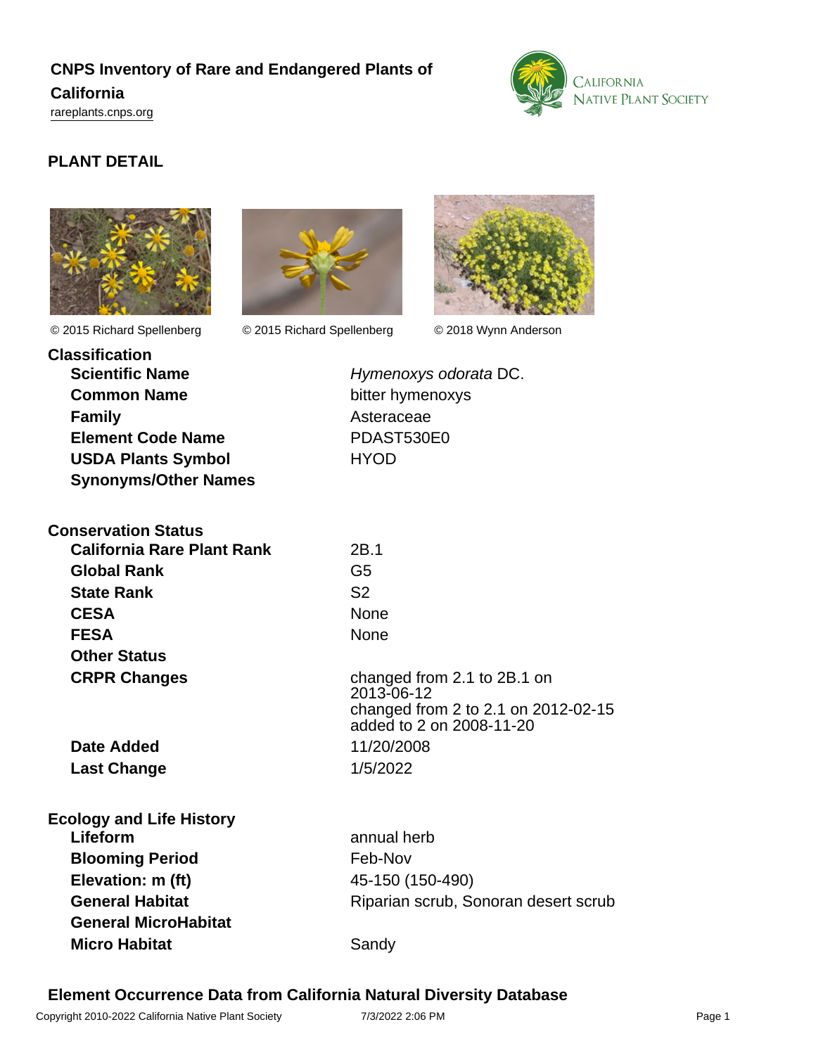# CNPS Inventory of Rare and Endangered Plants of California

rareplants.cnps.org

## PLANT DETAIL

© 2015 Richard Spellenberg © 2015 Richard Spellenberg © 2018 Wynn Anderson

### Classification

| | |
|---|---|
| **Scientific Name** | *Hymenoxys odorata* DC. |
| **Common Name** | bitter hymenoxys |
| **Family** | Asteraceae |
| **Element Code Name** | PDAST530E0 |
| **USDA Plants Symbol** | HYOD |
| **Synonyms/Other Names** | |

### Conservation Status

| | |
|---|---|
| **California Rare Plant Rank** | 2B.1 |
| **Global Rank** | G5 |
| **State Rank** | S2 |
| **CESA** | None |
| **FESA** | None |
| **Other Status** | |
| **CRPR Changes** | changed from 2.1 to 2B.1 on 2013-06-12<br>changed from 2 to 2.1 on 2012-02-15<br>added to 2 on 2008-11-20 |
| **Date Added** | 11/20/2008 |
| **Last Change** | 1/5/2022 |

### Ecology and Life History

| | |
|---|---|
| **Lifeform** | annual herb |
| **Blooming Period** | Feb-Nov |
| **Elevation: m (ft)** | 45-150 (150-490) |
| **General Habitat** | Riparian scrub, Sonoran desert scrub |
| **General MicroHabitat** | |
| **Micro Habitat** | Sandy |

### Element Occurrence Data from California Natural Diversity Database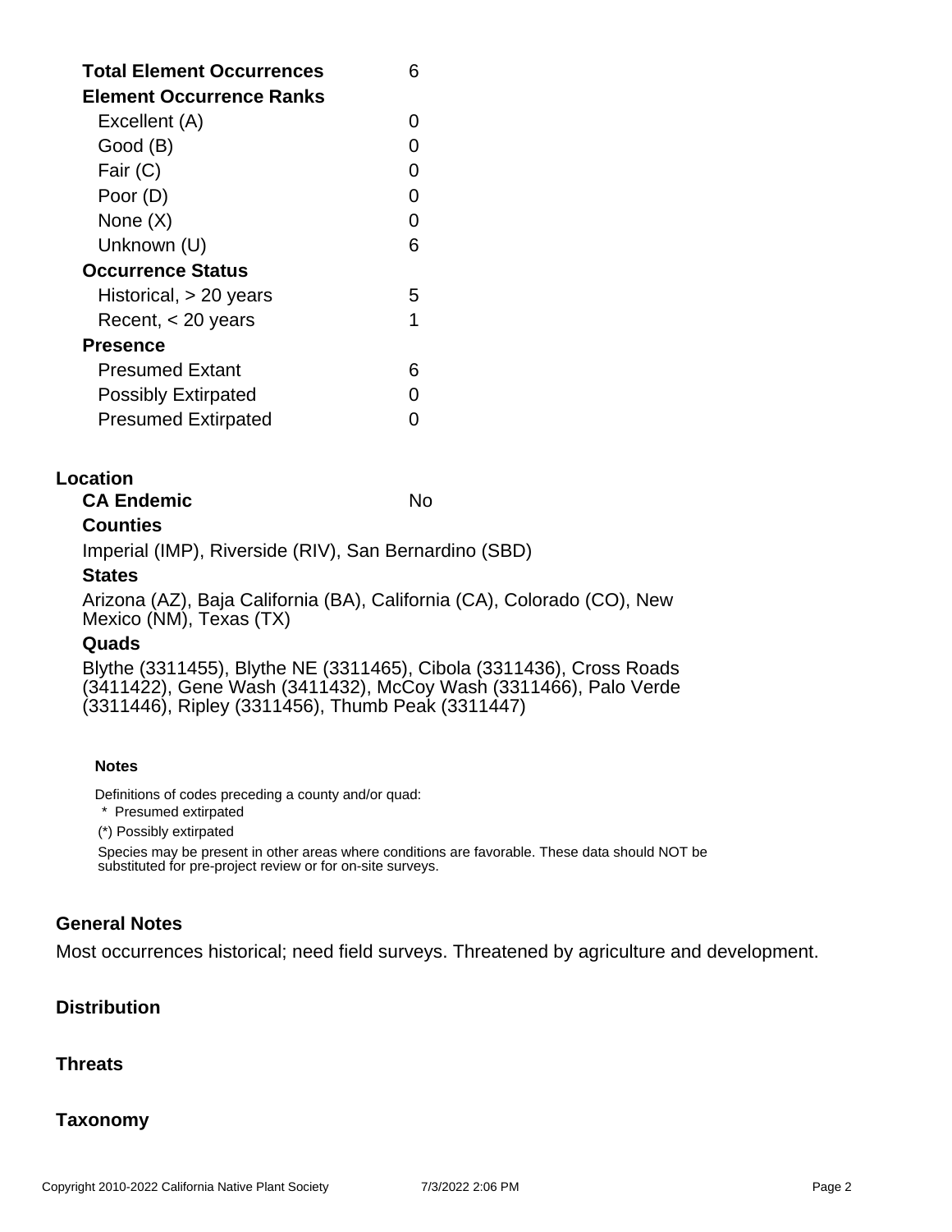| | |
|---|---|
| **Total Element Occurrences** | 6 |
| **Element Occurrence Ranks** | |
| Excellent (A) | 0 |
| Good (B) | 0 |
| Fair (C) | 0 |
| Poor (D) | 0 |
| None (X) | 0 |
| Unknown (U) | 6 |
| **Occurrence Status** | |
| Historical, > 20 years | 5 |
| Recent, < 20 years | 1 |
| **Presence** | |
| Presumed Extant | 6 |
| Possibly Extirpated | 0 |
| Presumed Extirpated | 0 |

## Location

**CA Endemic** No

### Counties

Imperial (IMP), Riverside (RIV), San Bernardino (SBD)

### States

Arizona (AZ), Baja California (BA), California (CA), Colorado (CO), New Mexico (NM), Texas (TX)

### Quads

Blythe (3311455), Blythe NE (3311465), Cibola (3311436), Cross Roads (3411422), Gene Wash (3411432), McCoy Wash (3311466), Palo Verde (3311446), Ripley (3311456), Thumb Peak (3311447)

#### Notes

Definitions of codes preceding a county and/or quad:

* Presumed extirpated

(*) Possibly extirpated

Species may be present in other areas where conditions are favorable. These data should NOT be substituted for pre-project review or for on-site surveys.

## General Notes

Most occurrences historical; need field surveys. Threatened by agriculture and development.

## Distribution

## Threats

## Taxonomy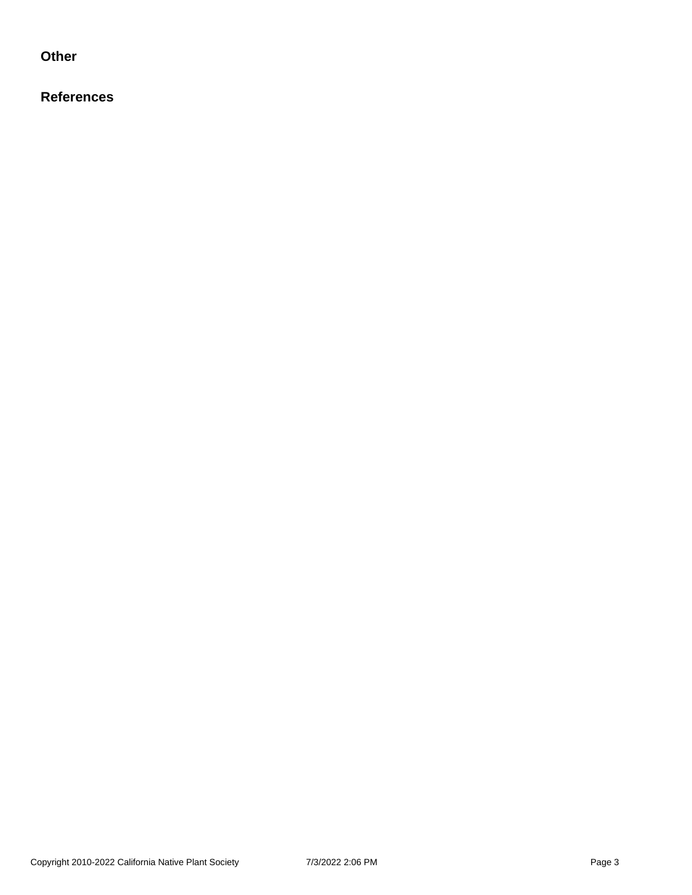## Other

## References